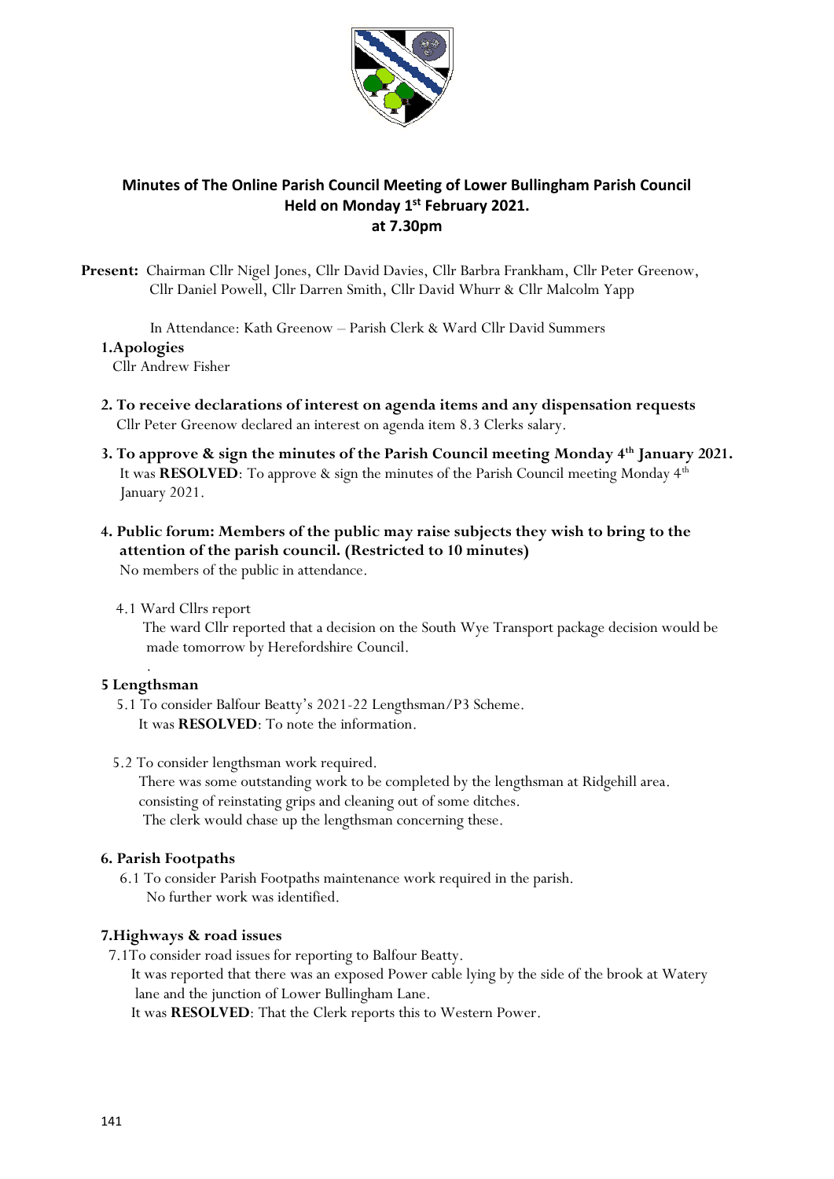# Minutes of The Online Parish Council Meeting of Lower Bullingham Parish Council Held on Monday 1st February 2021. at 7.30pm

**Present:** Chairman Cllr Nigel Jones, Cllr David Davies, Cllr Barbra Frankham, Cllr Peter Greenow, Cllr Daniel Powell, Cllr Darren Smith, Cllr David Whurr & Cllr Malcolm Yapp

In Attendance: Kath Greenow – Parish Clerk & Ward Cllr David Summers

**1.Apologies**

Cllr Andrew Fisher

**2. To receive declarations of interest on agenda items and any dispensation requests**

Cllr Peter Greenow declared an interest on agenda item 8.3 Clerks salary.

**3. To approve & sign the minutes of the Parish Council meeting Monday 4th January 2021.**

It was **RESOLVED**: To approve & sign the minutes of the Parish Council meeting Monday 4th January 2021.

**4. Public forum: Members of the public may raise subjects they wish to bring to the attention of the parish council. (Restricted to 10 minutes)**

No members of the public in attendance.

4.1 Ward Cllrs report

The ward Cllr reported that a decision on the South Wye Transport package decision would be made tomorrow by Herefordshire Council.

.

**5 Lengthsman**

5.1 To consider Balfour Beatty's 2021-22 Lengthsman/P3 Scheme.

It was **RESOLVED**: To note the information.

5.2 To consider lengthsman work required.

There was some outstanding work to be completed by the lengthsman at Ridgehill area. consisting of reinstating grips and cleaning out of some ditches.

The clerk would chase up the lengthsman concerning these.

**6. Parish Footpaths**

6.1 To consider Parish Footpaths maintenance work required in the parish.

No further work was identified.

**7.Highways & road issues**

7.1To consider road issues for reporting to Balfour Beatty.

It was reported that there was an exposed Power cable lying by the side of the brook at Watery lane and the junction of Lower Bullingham Lane.

It was **RESOLVED**: That the Clerk reports this to Western Power.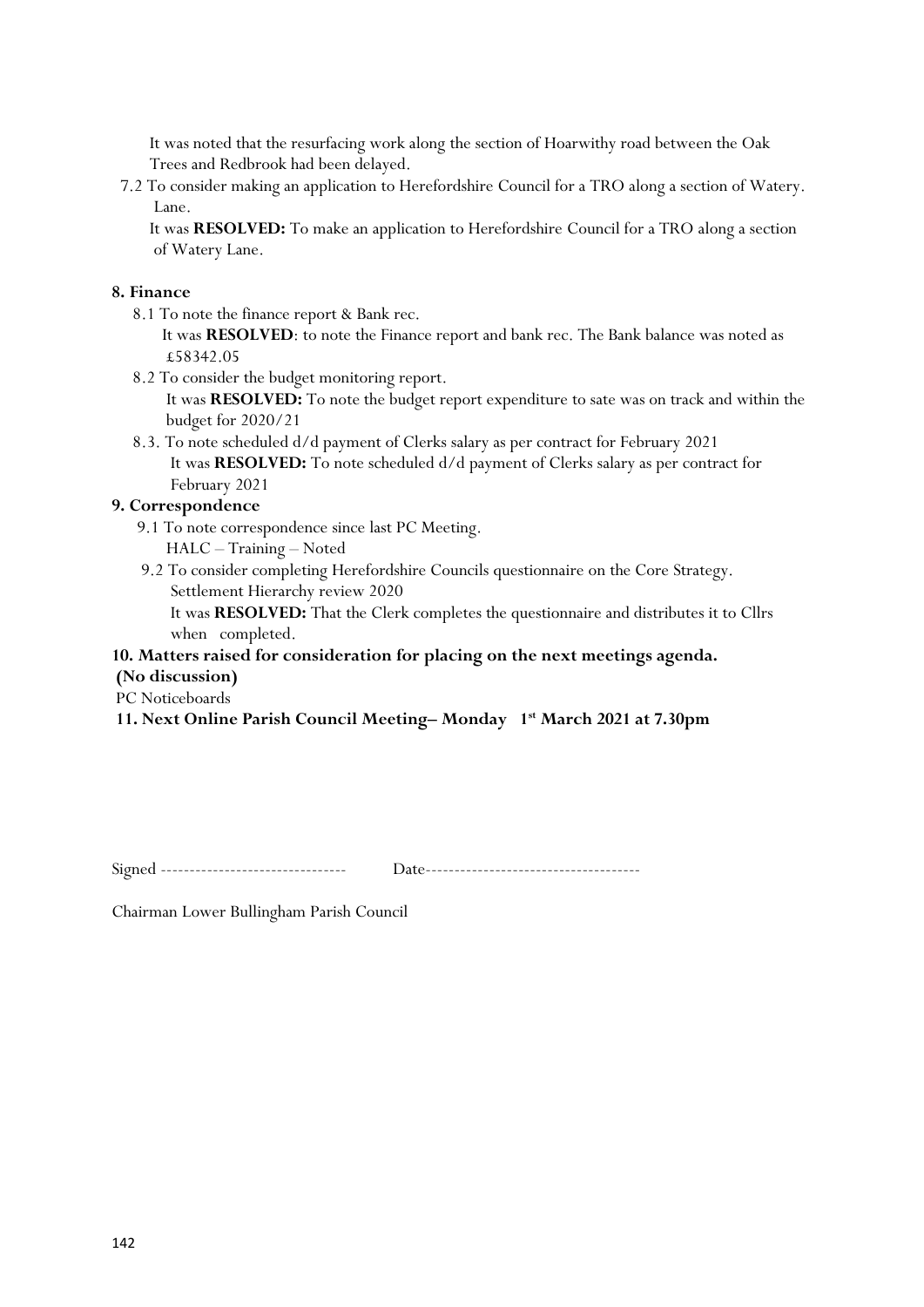It was noted that the resurfacing work along the section of Hoarwithy road between the Oak Trees and Redbrook had been delayed.

7.2 To consider making an application to Herefordshire Council for a TRO along a section of Watery. Lane.

It was **RESOLVED:** To make an application to Herefordshire Council for a TRO along a section of Watery Lane.

**8. Finance**

8.1 To note the finance report & Bank rec.

It was **RESOLVED**: to note the Finance report and bank rec. The Bank balance was noted as £58342.05

8.2 To consider the budget monitoring report.

It was **RESOLVED:** To note the budget report expenditure to sate was on track and within the budget for 2020/21

8.3. To note scheduled d/d payment of Clerks salary as per contract for February 2021

It was **RESOLVED:** To note scheduled d/d payment of Clerks salary as per contract for February 2021

**9. Correspondence**

9.1 To note correspondence since last PC Meeting.

HALC – Training – Noted

9.2 To consider completing Herefordshire Councils questionnaire on the Core Strategy. Settlement Hierarchy review 2020

It was **RESOLVED:** That the Clerk completes the questionnaire and distributes it to Cllrs when completed.

**10. Matters raised for consideration for placing on the next meetings agenda.**
**(No discussion)**

PC Noticeboards

**11. Next Online Parish Council Meeting– Monday 1st March 2021 at 7.30pm**

Signed -------------------------------- Date------------------------------------

Chairman Lower Bullingham Parish Council